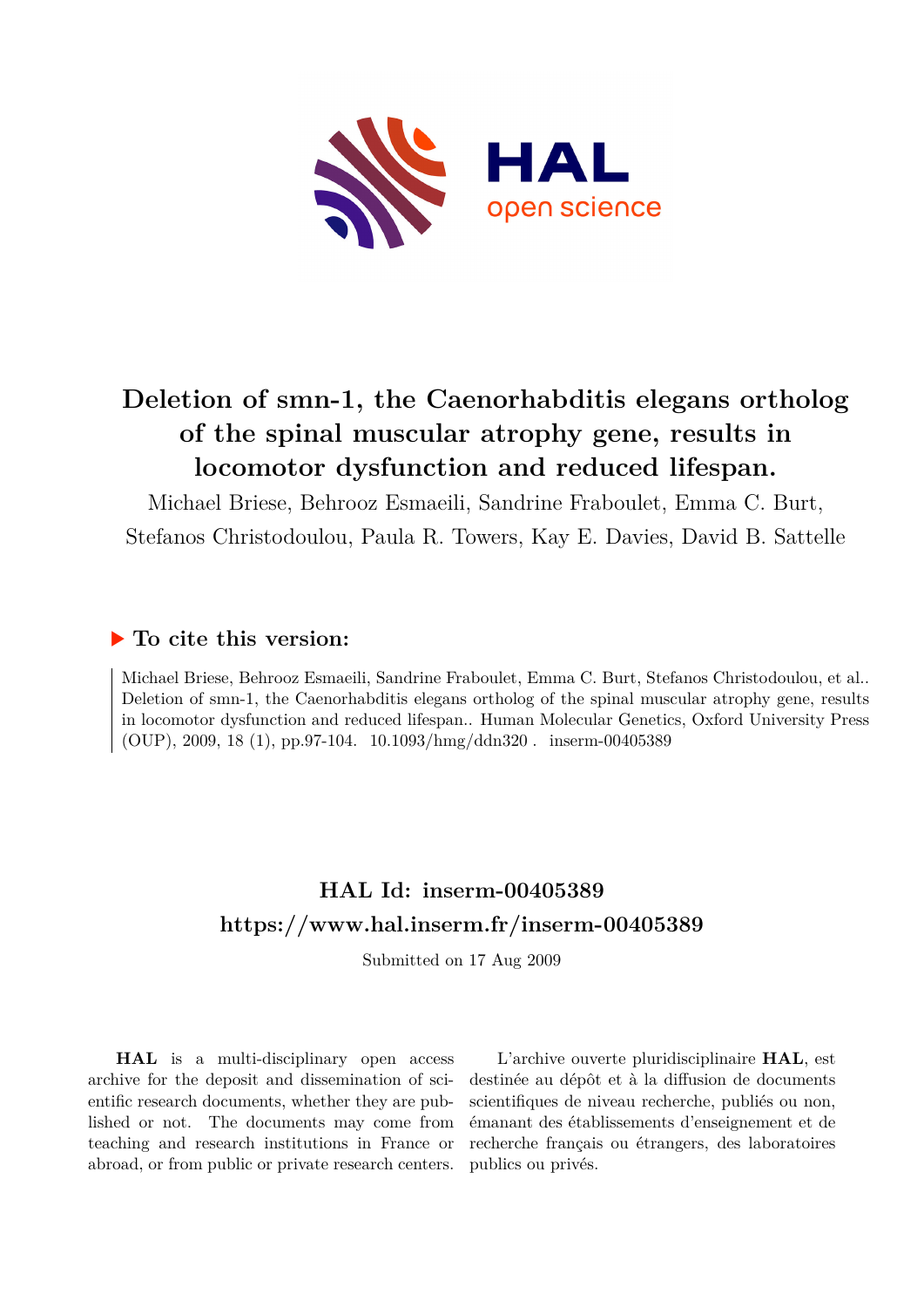# Deletion of smn-1, the Caenorhabditis elegans ortholog of the spinal muscular atrophy gene, results in locomotor dysfunction and reduced lifespan.

Michael Briese, Behrooz Esmaeili, Sandrine Fraboulet, Emma C. Burt, Stefanos Christodoulou, Paula R. Towers, Kay E. Davies, David B. Sattelle

## ▶ To cite this version:

Michael Briese, Behrooz Esmaeili, Sandrine Fraboulet, Emma C. Burt, Stefanos Christodoulou, et al.. Deletion of smn-1, the Caenorhabditis elegans ortholog of the spinal muscular atrophy gene, results in locomotor dysfunction and reduced lifespan.. Human Molecular Genetics, Oxford University Press (OUP), 2009, 18 (1), pp.97-104. 10.1093/hmg/ddn320 . inserm-00405389

## HAL Id: inserm-00405389

## https://www.hal.inserm.fr/inserm-00405389

Submitted on 17 Aug 2009

**HAL** is a multi-disciplinary open access archive for the deposit and dissemination of scientific research documents, whether they are published or not. The documents may come from teaching and research institutions in France or abroad, or from public or private research centers.

L'archive ouverte pluridisciplinaire **HAL**, est destinée au dépôt et à la diffusion de documents scientifiques de niveau recherche, publiés ou non, émanant des établissements d'enseignement et de recherche français ou étrangers, des laboratoires publics ou privés.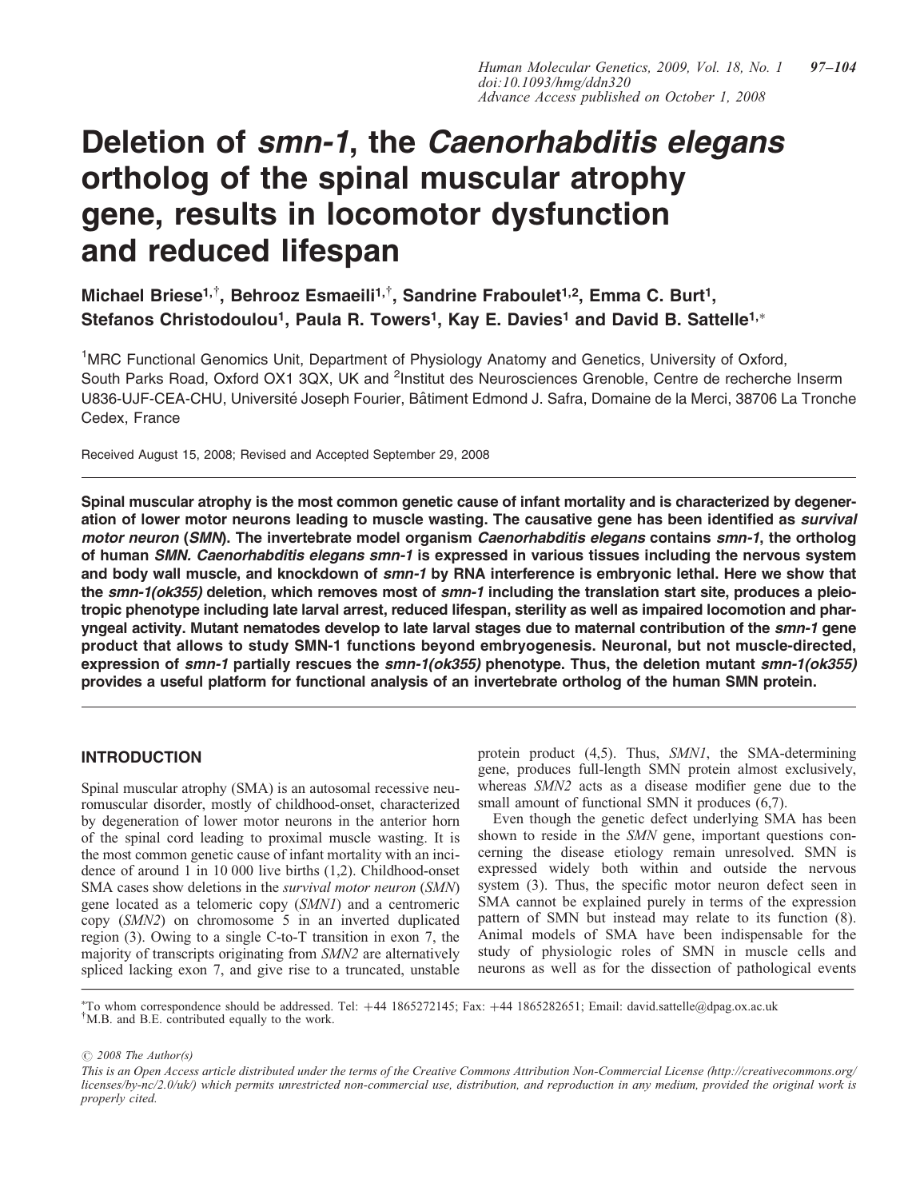# Deletion of *smn-1*, the *Caenorhabditis elegans* ortholog of the spinal muscular atrophy gene, results in locomotor dysfunction and reduced lifespan

**Michael Briese[1,†], Behrooz Esmaeili[1,†], Sandrine Fraboulet[1,2], Emma C. Burt[1], Stefanos Christodoulou[1], Paula R. Towers[1], Kay E. Davies[1] and David B. Sattelle[1,*]**

[1]MRC Functional Genomics Unit, Department of Physiology Anatomy and Genetics, University of Oxford, South Parks Road, Oxford OX1 3QX, UK and [2]Institut des Neurosciences Grenoble, Centre de recherche Inserm U836-UJF-CEA-CHU, Université Joseph Fourier, Bâtiment Edmond J. Safra, Domaine de la Merci, 38706 La Tronche Cedex, France

Received August 15, 2008; Revised and Accepted September 29, 2008

**Spinal muscular atrophy is the most common genetic cause of infant mortality and is characterized by degeneration of lower motor neurons leading to muscle wasting. The causative gene has been identified as *survival motor neuron* (*SMN*). The invertebrate model organism *Caenorhabditis elegans* contains *smn-1*, the ortholog of human *SMN. Caenorhabditis elegans smn-1* is expressed in various tissues including the nervous system and body wall muscle, and knockdown of *smn-1* by RNA interference is embryonic lethal. Here we show that the *smn-1(ok355)* deletion, which removes most of *smn-1* including the translation start site, produces a pleiotropic phenotype including late larval arrest, reduced lifespan, sterility as well as impaired locomotion and pharyngeal activity. Mutant nematodes develop to late larval stages due to maternal contribution of the *smn-1* gene product that allows to study SMN-1 functions beyond embryogenesis. Neuronal, but not muscle-directed, expression of *smn-1* partially rescues the *smn-1(ok355)* phenotype. Thus, the deletion mutant *smn-1(ok355)* provides a useful platform for functional analysis of an invertebrate ortholog of the human SMN protein.**

## INTRODUCTION

Spinal muscular atrophy (SMA) is an autosomal recessive neuromuscular disorder, mostly of childhood-onset, characterized by degeneration of lower motor neurons in the anterior horn of the spinal cord leading to proximal muscle wasting. It is the most common genetic cause of infant mortality with an incidence of around 1 in 10 000 live births (1,2). Childhood-onset SMA cases show deletions in the *survival motor neuron* (*SMN*) gene located as a telomeric copy (*SMN1*) and a centromeric copy (*SMN2*) on chromosome 5 in an inverted duplicated region (3). Owing to a single C-to-T transition in exon 7, the majority of transcripts originating from *SMN2* are alternatively spliced lacking exon 7, and give rise to a truncated, unstable protein product (4,5). Thus, *SMN1*, the SMA-determining gene, produces full-length SMN protein almost exclusively, whereas *SMN2* acts as a disease modifier gene due to the small amount of functional SMN it produces (6,7).

Even though the genetic defect underlying SMA has been shown to reside in the *SMN* gene, important questions concerning the disease etiology remain unresolved. SMN is expressed widely both within and outside the nervous system (3). Thus, the specific motor neuron defect seen in SMA cannot be explained purely in terms of the expression pattern of SMN but instead may relate to its function (8). Animal models of SMA have been indispensable for the study of physiologic roles of SMN in muscle cells and neurons as well as for the dissection of pathological events

*To whom correspondence should be addressed. Tel: +44 1865272145; Fax: +44 1865282651; Email: david.sattelle@dpag.ox.ac.uk
†M.B. and B.E. contributed equally to the work.

© 2008 The Author(s)

*This is an Open Access article distributed under the terms of the Creative Commons Attribution Non-Commercial License (http://creativecommons.org/licenses/by-nc/2.0/uk/) which permits unrestricted non-commercial use, distribution, and reproduction in any medium, provided the original work is properly cited.*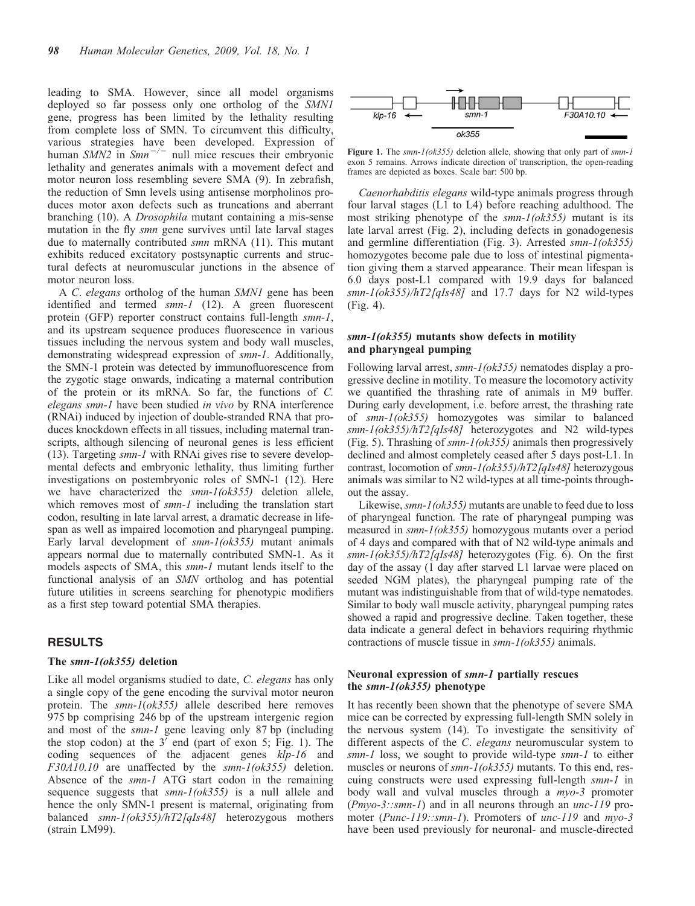leading to SMA. However, since all model organisms deployed so far possess only one ortholog of the *SMN1* gene, progress has been limited by the lethality resulting from complete loss of SMN. To circumvent this difficulty, various strategies have been developed. Expression of human *SMN2* in $Smn^{-/-}$ null mice rescues their embryonic lethality and generates animals with a movement defect and motor neuron loss resembling severe SMA (9). In zebrafish, the reduction of Smn levels using antisense morpholinos produces motor axon defects such as truncations and aberrant branching (10). A *Drosophila* mutant containing a mis-sense mutation in the fly *smn* gene survives until late larval stages due to maternally contributed *smn* mRNA (11). This mutant exhibits reduced excitatory postsynaptic currents and structural defects at neuromuscular junctions in the absence of motor neuron loss.

A *C. elegans* ortholog of the human *SMN1* gene has been identified and termed *smn-1* (12). A green fluorescent protein (GFP) reporter construct contains full-length *smn-1*, and its upstream sequence produces fluorescence in various tissues including the nervous system and body wall muscles, demonstrating widespread expression of *smn-1*. Additionally, the SMN-1 protein was detected by immunofluorescence from the zygotic stage onwards, indicating a maternal contribution of the protein or its mRNA. So far, the functions of *C. elegans smn-1* have been studied *in vivo* by RNA interference (RNAi) induced by injection of double-stranded RNA that produces knockdown effects in all tissues, including maternal transcripts, although silencing of neuronal genes is less efficient (13). Targeting *smn-1* with RNAi gives rise to severe developmental defects and embryonic lethality, thus limiting further investigations on postembryonic roles of SMN-1 (12). Here we have characterized the *smn-1(ok355)* deletion allele, which removes most of *smn-1* including the translation start codon, resulting in late larval arrest, a dramatic decrease in lifespan as well as impaired locomotion and pharyngeal pumping. Early larval development of *smn-1(ok355)* mutant animals appears normal due to maternally contributed SMN-1. As it models aspects of SMA, this *smn-1* mutant lends itself to the functional analysis of an *SMN* ortholog and has potential future utilities in screens searching for phenotypic modifiers as a first step toward potential SMA therapies.

## RESULTS

### The *smn-1(ok355)* deletion

Like all model organisms studied to date, *C. elegans* has only a single copy of the gene encoding the survival motor neuron protein. The *smn-1*(*ok355)* allele described here removes 975 bp comprising 246 bp of the upstream intergenic region and most of the *smn-1* gene leaving only 87 bp (including the stop codon) at the 3′ end (part of exon 5; Fig. 1). The coding sequences of the adjacent genes *klp-16* and *F30A10.10* are unaffected by the *smn-1(ok355)* deletion. Absence of the *smn-1* ATG start codon in the remaining sequence suggests that *smn-1(ok355)* is a null allele and hence the only SMN-1 present is maternal, originating from balanced *smn-1(ok355)/hT2[qIs48]* heterozygous mothers (strain LM99).

**Figure 1.** The *smn-1(ok355)* deletion allele, showing that only part of *smn-1* exon 5 remains. Arrows indicate direction of transcription, the open-reading frames are depicted as boxes. Scale bar: 500 bp.

*Caenorhabditis elegans* wild-type animals progress through four larval stages (L1 to L4) before reaching adulthood. The most striking phenotype of the *smn-1(ok355)* mutant is its late larval arrest (Fig. 2), including defects in gonadogenesis and germline differentiation (Fig. 3). Arrested *smn-1(ok355)* homozygotes become pale due to loss of intestinal pigmentation giving them a starved appearance. Their mean lifespan is 6.0 days post-L1 compared with 19.9 days for balanced *smn-1(ok355)/hT2[qIs48]* and 17.7 days for N2 wild-types (Fig. 4).

### *smn-1(ok355)* mutants show defects in motility and pharyngeal pumping

Following larval arrest, *smn-1(ok355)* nematodes display a progressive decline in motility. To measure the locomotory activity we quantified the thrashing rate of animals in M9 buffer. During early development, i.e. before arrest, the thrashing rate of *smn-1(ok355)* homozygotes was similar to balanced *smn-1(ok355)/hT2[qIs48]* heterozygotes and N2 wild-types (Fig. 5). Thrashing of *smn-1(ok355)* animals then progressively declined and almost completely ceased after 5 days post-L1. In contrast, locomotion of *smn-1(ok355)/hT2[qIs48]* heterozygous animals was similar to N2 wild-types at all time-points throughout the assay.

Likewise, *smn-1(ok355)* mutants are unable to feed due to loss of pharyngeal function. The rate of pharyngeal pumping was measured in *smn-1(ok355)* homozygous mutants over a period of 4 days and compared with that of N2 wild-type animals and *smn-1(ok355)/hT2[qIs48]* heterozygotes (Fig. 6). On the first day of the assay (1 day after starved L1 larvae were placed on seeded NGM plates), the pharyngeal pumping rate of the mutant was indistinguishable from that of wild-type nematodes. Similar to body wall muscle activity, pharyngeal pumping rates showed a rapid and progressive decline. Taken together, these data indicate a general defect in behaviors requiring rhythmic contractions of muscle tissue in *smn-1(ok355)* animals.

### Neuronal expression of *smn-1* partially rescues the *smn-1(ok355)* phenotype

It has recently been shown that the phenotype of severe SMA mice can be corrected by expressing full-length SMN solely in the nervous system (14). To investigate the sensitivity of different aspects of the *C. elegans* neuromuscular system to *smn-1* loss, we sought to provide wild-type *smn-1* to either muscles or neurons of *smn-1(ok355)* mutants. To this end, rescuing constructs were used expressing full-length *smn-1* in body wall and vulval muscles through a *myo-3* promoter (*Pmyo-3::smn-1*) and in all neurons through an *unc-119* promoter (*Punc-119::smn-1*). Promoters of *unc-119* and *myo-3* have been used previously for neuronal- and muscle-directed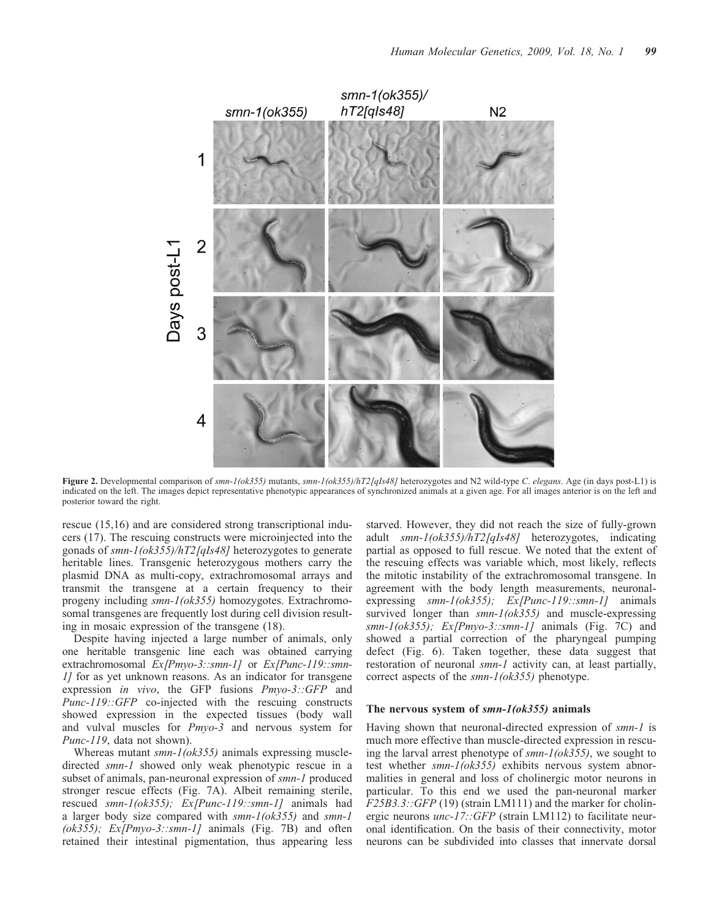**Figure 2.** Developmental comparison of *smn-1(ok355)* mutants, *smn-1(ok355)/hT2[qIs48]* heterozygotes and N2 wild-type *C. elegans*. Age (in days post-L1) is indicated on the left. The images depict representative phenotypic appearances of synchronized animals at a given age. For all images anterior is on the left and posterior toward the right.

rescue (15,16) and are considered strong transcriptional inducers (17). The rescuing constructs were microinjected into the gonads of *smn-1(ok355)/hT2[qIs48]* heterozygotes to generate heritable lines. Transgenic heterozygous mothers carry the plasmid DNA as multi-copy, extrachromosomal arrays and transmit the transgene at a certain frequency to their progeny including *smn-1(ok355)* homozygotes. Extrachromosomal transgenes are frequently lost during cell division resulting in mosaic expression of the transgene (18).

Despite having injected a large number of animals, only one heritable transgenic line each was obtained carrying extrachromosomal *Ex[Pmyo-3::smn-1]* or *Ex[Punc-119::smn-1]* for as yet unknown reasons. As an indicator for transgene expression *in vivo*, the GFP fusions *Pmyo-3::GFP* and *Punc-119::GFP* co-injected with the rescuing constructs showed expression in the expected tissues (body wall and vulval muscles for *Pmyo-3* and nervous system for *Punc-119*, data not shown).

Whereas mutant *smn-1(ok355)* animals expressing muscle-directed *smn-1* showed only weak phenotypic rescue in a subset of animals, pan-neuronal expression of *smn-1* produced stronger rescue effects (Fig. 7A). Albeit remaining sterile, rescued *smn-1(ok355); Ex[Punc-119::smn-1]* animals had a larger body size compared with *smn-1(ok355)* and *smn-1(ok355); Ex[Pmyo-3::smn-1]* animals (Fig. 7B) and often retained their intestinal pigmentation, thus appearing less starved. However, they did not reach the size of fully-grown adult *smn-1(ok355)/hT2[qIs48]* heterozygotes, indicating partial as opposed to full rescue. We noted that the extent of the rescuing effects was variable which, most likely, reflects the mitotic instability of the extrachromosomal transgene. In agreement with the body length measurements, neuronal-expressing *smn-1(ok355); Ex[Punc-119::smn-1]* animals survived longer than *smn-1(ok355)* and muscle-expressing *smn-1(ok355); Ex[Pmyo-3::smn-1]* animals (Fig. 7C) and showed a partial correction of the pharyngeal pumping defect (Fig. 6). Taken together, these data suggest that restoration of neuronal *smn-1* activity can, at least partially, correct aspects of the *smn-1(ok355)* phenotype.

### The nervous system of *smn-1(ok355)* animals

Having shown that neuronal-directed expression of *smn-1* is much more effective than muscle-directed expression in rescuing the larval arrest phenotype of *smn-1(ok355)*, we sought to test whether *smn-1(ok355)* exhibits nervous system abnormalities in general and loss of cholinergic motor neurons in particular. To this end we used the pan-neuronal marker *F25B3.3::GFP* (19) (strain LM111) and the marker for cholinergic neurons *unc-17::GFP* (strain LM112) to facilitate neuronal identification. On the basis of their connectivity, motor neurons can be subdivided into classes that innervate dorsal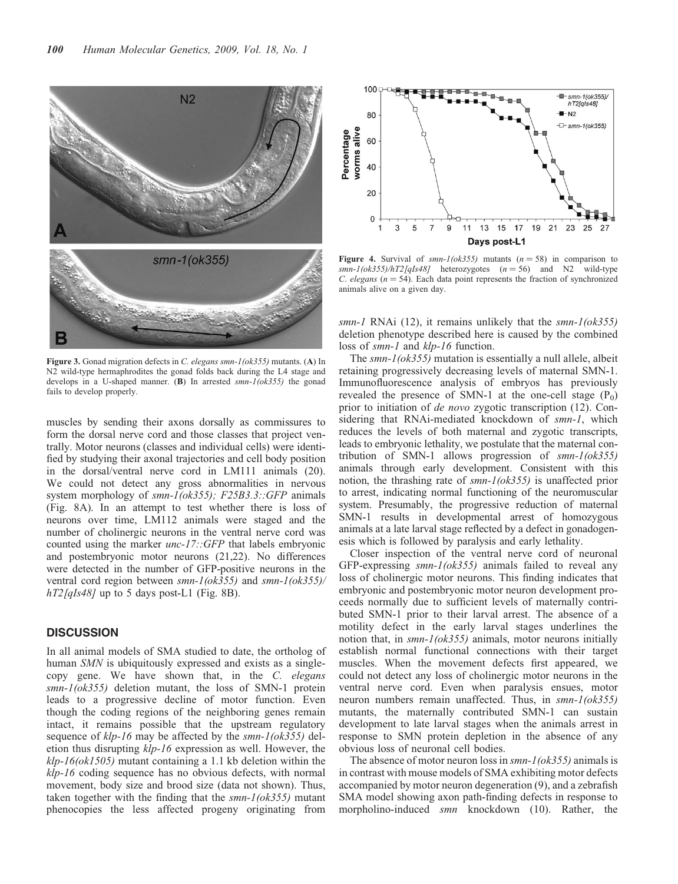Figure 3. Gonad migration defects in *C. elegans smn-1(ok355)* mutants. (**A**) In N2 wild-type hermaphrodites the gonad folds back during the L4 stage and develops in a U-shaped manner. (**B**) In arrested *smn-1(ok355)* the gonad fails to develop properly.

Figure 4. Survival of *smn-1(ok355)* mutants ($n = 58$) in comparison to *smn-1(ok355)/hT2[qIs48]* heterozygotes ($n = 56$) and N2 wild-type *C. elegans* ($n = 54$). Each data point represents the fraction of synchronized animals alive on a given day.

muscles by sending their axons dorsally as commissures to form the dorsal nerve cord and those classes that project ventrally. Motor neurons (classes and individual cells) were identified by studying their axonal trajectories and cell body position in the dorsal/ventral nerve cord in LM111 animals (20). We could not detect any gross abnormalities in nervous system morphology of *smn-1(ok355); F25B3.3::GFP* animals (Fig. 8A). In an attempt to test whether there is loss of neurons over time, LM112 animals were staged and the number of cholinergic neurons in the ventral nerve cord was counted using the marker *unc-17::GFP* that labels embryonic and postembryonic motor neurons (21,22). No differences were detected in the number of GFP-positive neurons in the ventral cord region between *smn-1(ok355)* and *smn-1(ok355)/hT2[qIs48]* up to 5 days post-L1 (Fig. 8B).

## DISCUSSION

In all animal models of SMA studied to date, the ortholog of human *SMN* is ubiquitously expressed and exists as a single-copy gene. We have shown that, in the *C. elegans smn-1(ok355)* deletion mutant, the loss of SMN-1 protein leads to a progressive decline of motor function. Even though the coding regions of the neighboring genes remain intact, it remains possible that the upstream regulatory sequence of *klp-16* may be affected by the *smn-1(ok355)* deletion thus disrupting *klp-16* expression as well. However, the *klp-16(ok1505)* mutant containing a 1.1 kb deletion within the *klp-16* coding sequence has no obvious defects, with normal movement, body size and brood size (data not shown). Thus, taken together with the finding that the *smn-1(ok355)* mutant phenocopies the less affected progeny originating from *smn-1* RNAi (12), it remains unlikely that the *smn-1(ok355)* deletion phenotype described here is caused by the combined loss of *smn-1* and *klp-16* function.

The *smn-1(ok355)* mutation is essentially a null allele, albeit retaining progressively decreasing levels of maternal SMN-1. Immunofluorescence analysis of embryos has previously revealed the presence of SMN-1 at the one-cell stage ($P_0$) prior to initiation of *de novo* zygotic transcription (12). Considering that RNAi-mediated knockdown of *smn-1*, which reduces the levels of both maternal and zygotic transcripts, leads to embryonic lethality, we postulate that the maternal contribution of SMN-1 allows progression of *smn-1(ok355)* animals through early development. Consistent with this notion, the thrashing rate of *smn-1(ok355)* is unaffected prior to arrest, indicating normal functioning of the neuromuscular system. Presumably, the progressive reduction of maternal SMN-1 results in developmental arrest of homozygous animals at a late larval stage reflected by a defect in gonadogenesis which is followed by paralysis and early lethality.

Closer inspection of the ventral nerve cord of neuronal GFP-expressing *smn-1(ok355)* animals failed to reveal any loss of cholinergic motor neurons. This finding indicates that embryonic and postembryonic motor neuron development proceeds normally due to sufficient levels of maternally contributed SMN-1 prior to their larval arrest. The absence of a motility defect in the early larval stages underlines the notion that, in *smn-1(ok355)* animals, motor neurons initially establish normal functional connections with their target muscles. When the movement defects first appeared, we could not detect any loss of cholinergic motor neurons in the ventral nerve cord. Even when paralysis ensues, motor neuron numbers remain unaffected. Thus, in *smn-1(ok355)* mutants, the maternally contributed SMN-1 can sustain development to late larval stages when the animals arrest in response to SMN protein depletion in the absence of any obvious loss of neuronal cell bodies.

The absence of motor neuron loss in *smn-1(ok355)* animals is in contrast with mouse models of SMA exhibiting motor defects accompanied by motor neuron degeneration (9), and a zebrafish SMA model showing axon path-finding defects in response to morpholino-induced *smn* knockdown (10). Rather, the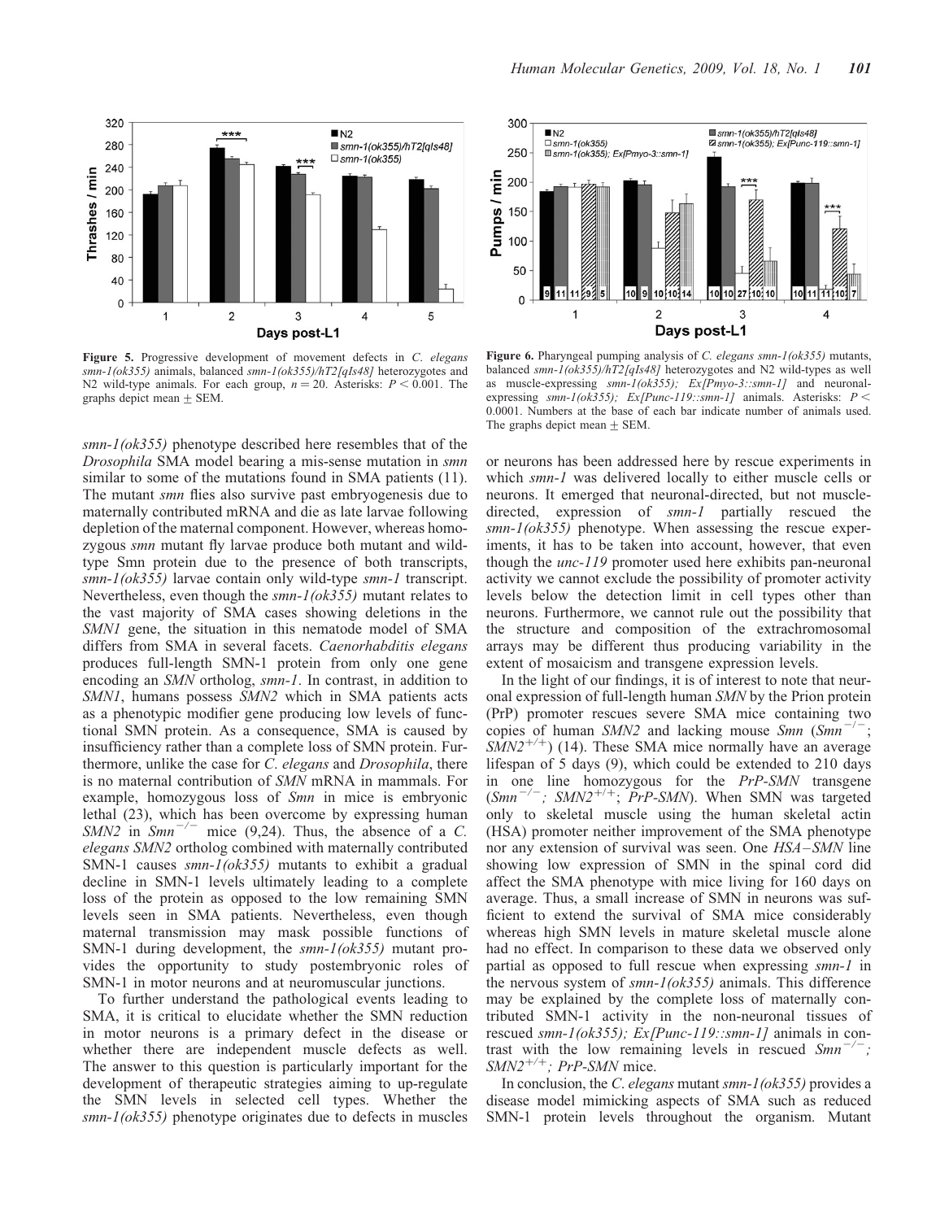**Figure 5.** Progressive development of movement defects in *C. elegans smn-1(ok355)* animals, balanced *smn-1(ok355)/hT2[qIs48]* heterozygotes and N2 wild-type animals. For each group, $n = 20$. Asterisks: $P < 0.001$. The graphs depict mean ± SEM.

**Figure 6.** Pharyngeal pumping analysis of *C. elegans smn-1(ok355)* mutants, balanced *smn-1(ok355)/hT2[qIs48]* heterozygotes and N2 wild-types as well as muscle-expressing *smn-1(ok355); Ex[Pmyo-3::smn-1]* and neuronal-expressing *smn-1(ok355); Ex[Punc-119::smn-1]* animals. Asterisks: $P < 0.0001$. Numbers at the base of each bar indicate number of animals used. The graphs depict mean ± SEM.

*smn-1(ok355)* phenotype described here resembles that of the *Drosophila* SMA model bearing a mis-sense mutation in *smn* similar to some of the mutations found in SMA patients (11). The mutant *smn* flies also survive past embryogenesis due to maternally contributed mRNA and die as late larvae following depletion of the maternal component. However, whereas homozygous *smn* mutant fly larvae produce both mutant and wild-type Smn protein due to the presence of both transcripts, *smn-1(ok355)* larvae contain only wild-type *smn-1* transcript. Nevertheless, even though the *smn-1(ok355)* mutant relates to the vast majority of SMA cases showing deletions in the *SMN1* gene, the situation in this nematode model of SMA differs from SMA in several facets. *Caenorhabditis elegans* produces full-length SMN-1 protein from only one gene encoding an *SMN* ortholog, *smn-1*. In contrast, in addition to *SMN1*, humans possess *SMN2* which in SMA patients acts as a phenotypic modifier gene producing low levels of functional SMN protein. As a consequence, SMA is caused by insufficiency rather than a complete loss of SMN protein. Furthermore, unlike the case for *C. elegans* and *Drosophila*, there is no maternal contribution of *SMN* mRNA in mammals. For example, homozygous loss of *Smn* in mice is embryonic lethal (23), which has been overcome by expressing human *SMN2* in $Smn^{-/-}$ mice (9,24). Thus, the absence of a *C. elegans SMN2* ortholog combined with maternally contributed SMN-1 causes *smn-1(ok355)* mutants to exhibit a gradual decline in SMN-1 levels ultimately leading to a complete loss of the protein as opposed to the low remaining SMN levels seen in SMA patients. Nevertheless, even though maternal transmission may mask possible functions of SMN-1 during development, the *smn-1(ok355)* mutant provides the opportunity to study postembryonic roles of SMN-1 in motor neurons and at neuromuscular junctions.

To further understand the pathological events leading to SMA, it is critical to elucidate whether the SMN reduction in motor neurons is a primary defect in the disease or whether there are independent muscle defects as well. The answer to this question is particularly important for the development of therapeutic strategies aiming to up-regulate the SMN levels in selected cell types. Whether the *smn-1(ok355)* phenotype originates due to defects in muscles or neurons has been addressed here by rescue experiments in which *smn-1* was delivered locally to either muscle cells or neurons. It emerged that neuronal-directed, but not muscle-directed, expression of *smn-1* partially rescued the *smn-1(ok355)* phenotype. When assessing the rescue experiments, it has to be taken into account, however, that even though the *unc-119* promoter used here exhibits pan-neuronal activity we cannot exclude the possibility of promoter activity levels below the detection limit in cell types other than neurons. Furthermore, we cannot rule out the possibility that the structure and composition of the extrachromosomal arrays may be different thus producing variability in the extent of mosaicism and transgene expression levels.

In the light of our findings, it is of interest to note that neuronal expression of full-length human *SMN* by the Prion protein (PrP) promoter rescues severe SMA mice containing two copies of human *SMN2* and lacking mouse *Smn* ($Smn^{-/-}$; $SMN2^{+/+}$) (14). These SMA mice normally have an average lifespan of 5 days (9), which could be extended to 210 days in one line homozygous for the *PrP-SMN* transgene ($Smn^{-/-}$; $SMN2^{+/+}$; *PrP-SMN*). When SMN was targeted only to skeletal muscle using the human skeletal actin (HSA) promoter neither improvement of the SMA phenotype nor any extension of survival was seen. One *HSA–SMN* line showing low expression of SMN in the spinal cord did affect the SMA phenotype with mice living for 160 days on average. Thus, a small increase of SMN in neurons was sufficient to extend the survival of SMA mice considerably whereas high SMN levels in mature skeletal muscle alone had no effect. In comparison to these data we observed only partial as opposed to full rescue when expressing *smn-1* in the nervous system of *smn-1(ok355)* animals. This difference may be explained by the complete loss of maternally contributed SMN-1 activity in the non-neuronal tissues of rescued *smn-1(ok355); Ex[Punc-119::smn-1]* animals in contrast with the low remaining levels in rescued $Smn^{-/-}$; $SMN2^{+/+}$; *PrP-SMN* mice.

In conclusion, the *C. elegans* mutant *smn-1(ok355)* provides a disease model mimicking aspects of SMA such as reduced SMN-1 protein levels throughout the organism. Mutant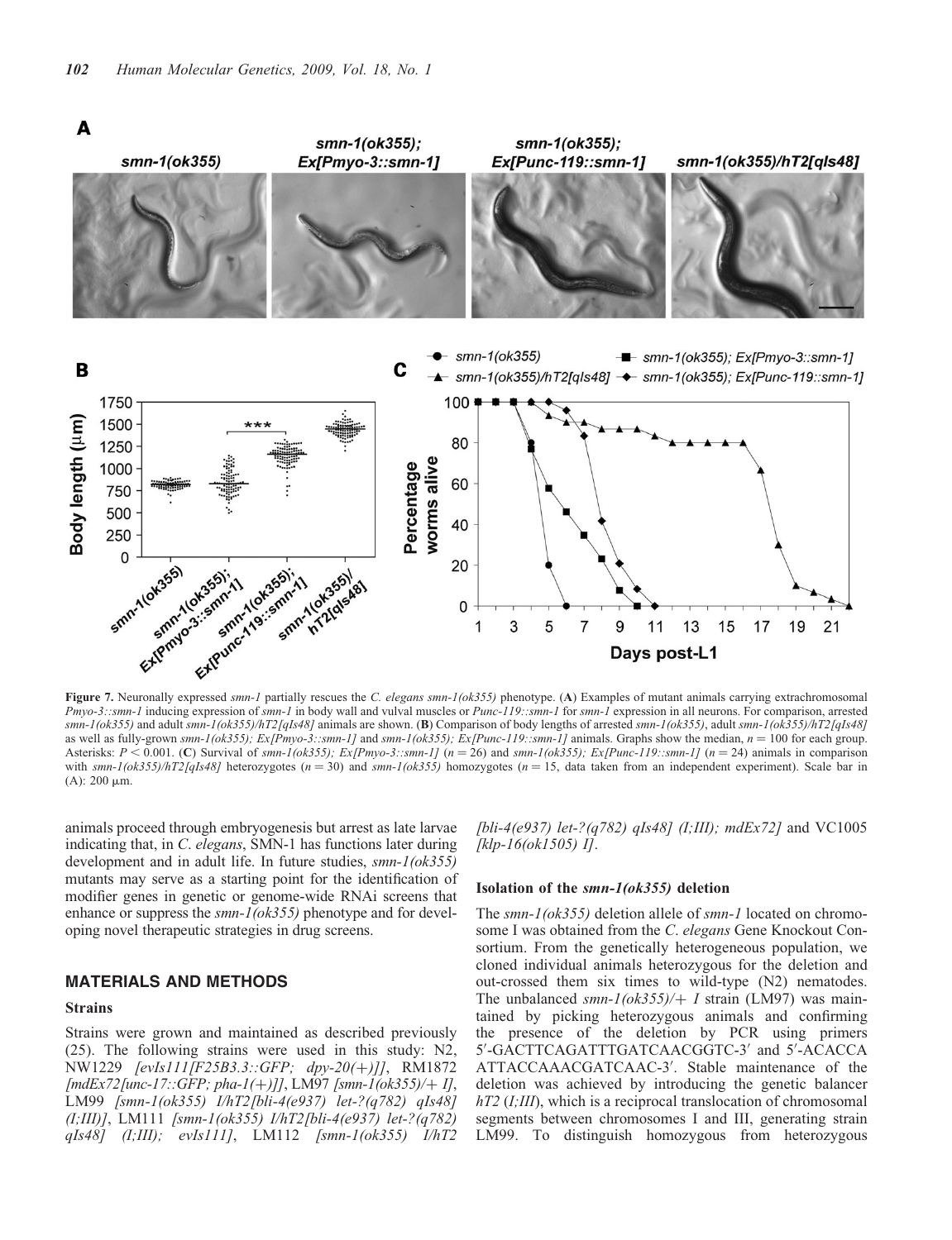**Figure 7.** Neuronally expressed *smn-1* partially rescues the *C. elegans smn-1(ok355)* phenotype. (**A**) Examples of mutant animals carrying extrachromosomal *Pmyo-3::smn-1* inducing expression of *smn-1* in body wall and vulval muscles or *Punc-119::smn-1* for *smn-1* expression in all neurons. For comparison, arrested *smn-1(ok355)* and adult *smn-1(ok355)/hT2[qIs48]* animals are shown. (**B**) Comparison of body lengths of arrested *smn-1(ok355)*, adult *smn-1(ok355)/hT2[qIs48]* as well as fully-grown *smn-1(ok355); Ex[Pmyo-3::smn-1]* and *smn-1(ok355); Ex[Punc-119::smn-1]* animals. Graphs show the median, $n = 100$ for each group. Asterisks: $P < 0.001$. (**C**) Survival of *smn-1(ok355); Ex[Pmyo-3::smn-1]* ($n = 26$) and *smn-1(ok355); Ex[Punc-119::smn-1]* ($n = 24$) animals in comparison with *smn-1(ok355)/hT2[qIs48]* heterozygotes ($n = 30$) and *smn-1(ok355)* homozygotes ($n = 15$, data taken from an independent experiment). Scale bar in (A): 200 μm.

animals proceed through embryogenesis but arrest as late larvae indicating that, in *C. elegans*, SMN-1 has functions later during development and in adult life. In future studies, *smn-1(ok355)* mutants may serve as a starting point for the identification of modifier genes in genetic or genome-wide RNAi screens that enhance or suppress the *smn-1(ok355)* phenotype and for developing novel therapeutic strategies in drug screens.

## MATERIALS AND METHODS

### Strains

Strains were grown and maintained as described previously (25). The following strains were used in this study: N2, NW1229 *[evIs111[F25B3.3::GFP; dpy-20(+)]]*, RM1872 *[mdEx72[unc-17::GFP; pha-1(+)]]*, LM97 *[smn-1(ok355)/+ I]*, LM99 *[smn-1(ok355) I/hT2[bli-4(e937) let-?(q782) qIs48] (I;III)]*, LM111 *[smn-1(ok355) I/hT2[bli-4(e937) let-?(q782) qIs48] (I;III); evIs111]*, LM112 *[smn-1(ok355) I/hT2 [bli-4(e937) let-?(q782) qIs48] (I;III); mdEx72]* and VC1005 *[klp-16(ok1505) I]*.

### Isolation of the *smn-1(ok355)* deletion

The *smn-1(ok355)* deletion allele of *smn-1* located on chromosome I was obtained from the *C. elegans* Gene Knockout Consortium. From the genetically heterogeneous population, we cloned individual animals heterozygous for the deletion and out-crossed them six times to wild-type (N2) nematodes. The unbalanced *smn-1(ok355)/+ I* strain (LM97) was maintained by picking heterozygous animals and confirming the presence of the deletion by PCR using primers 5′-GACTTCAGATTTGATCAACGGTC-3′ and 5′-ACACCA ATTACCAAACGATCAAC-3′. Stable maintenance of the deletion was achieved by introducing the genetic balancer *hT2* (*I;III*), which is a reciprocal translocation of chromosomal segments between chromosomes I and III, generating strain LM99. To distinguish homozygous from heterozygous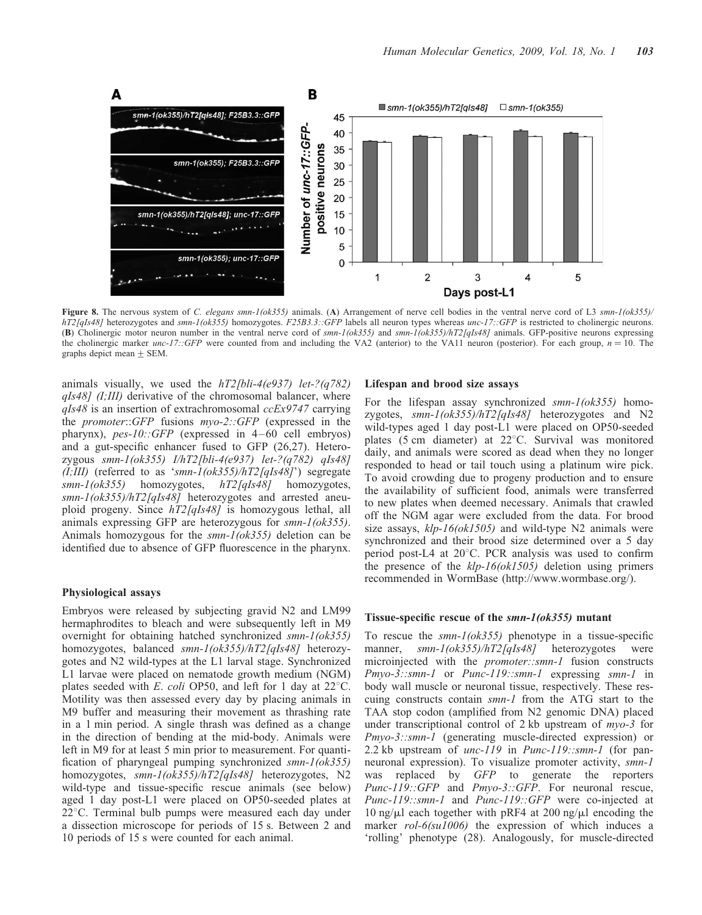**Figure 8.** The nervous system of *C. elegans smn-1(ok355)* animals. (**A**) Arrangement of nerve cell bodies in the ventral nerve cord of L3 *smn-1(ok355)/hT2[qIs48]* heterozygotes and *smn-1(ok355)* homozygotes. *F25B3.3::GFP* labels all neuron types whereas *unc-17::GFP* is restricted to cholinergic neurons. (**B**) Cholinergic motor neuron number in the ventral nerve cord of *smn-1(ok355)* and *smn-1(ok355)/hT2[qIs48]* animals. GFP-positive neurons expressing the cholinergic marker *unc-17::GFP* were counted from and including the VA2 (anterior) to the VA11 neuron (posterior). For each group, $n = 10$. The graphs depict mean ± SEM.

animals visually, we used the *hT2[bli-4(e937) let-?(q782) qIs48] (I;III)* derivative of the chromosomal balancer, where *qIs48* is an insertion of extrachromosomal *ccEx9747* carrying the *promoter*::*GFP* fusions *myo-2::GFP* (expressed in the pharynx), *pes-10::GFP* (expressed in 4–60 cell embryos) and a gut-specific enhancer fused to GFP (26,27). Heterozygous *smn-1(ok355) I/hT2[bli-4(e937) let-?(q782) qIs48] (I;III)* (referred to as '*smn-1(ok355)/hT2[qIs48]*') segregate *smn-1(ok355)* homozygotes, *hT2[qIs48]* homozygotes, *smn-1(ok355)/hT2[qIs48]* heterozygotes and arrested aneuploid progeny. Since *hT2[qIs48]* is homozygous lethal, all animals expressing GFP are heterozygous for *smn-1(ok355)*. Animals homozygous for the *smn-1(ok355)* deletion can be identified due to absence of GFP fluorescence in the pharynx.

### Physiological assays

Embryos were released by subjecting gravid N2 and LM99 hermaphrodites to bleach and were subsequently left in M9 overnight for obtaining hatched synchronized *smn-1(ok355)* homozygotes, balanced *smn-1(ok355)/hT2[qIs48]* heterozygotes and N2 wild-types at the L1 larval stage. Synchronized L1 larvae were placed on nematode growth medium (NGM) plates seeded with *E. coli* OP50, and left for 1 day at 22°C. Motility was then assessed every day by placing animals in M9 buffer and measuring their movement as thrashing rate in a 1 min period. A single thrash was defined as a change in the direction of bending at the mid-body. Animals were left in M9 for at least 5 min prior to measurement. For quantification of pharyngeal pumping synchronized *smn-1(ok355)* homozygotes, *smn-1(ok355)/hT2[qIs48]* heterozygotes, N2 wild-type and tissue-specific rescue animals (see below) aged 1 day post-L1 were placed on OP50-seeded plates at 22°C. Terminal bulb pumps were measured each day under a dissection microscope for periods of 15 s. Between 2 and 10 periods of 15 s were counted for each animal.

### Lifespan and brood size assays

For the lifespan assay synchronized *smn-1(ok355)* homozygotes, *smn-1(ok355)/hT2[qIs48]* heterozygotes and N2 wild-types aged 1 day post-L1 were placed on OP50-seeded plates (5 cm diameter) at 22°C. Survival was monitored daily, and animals were scored as dead when they no longer responded to head or tail touch using a platinum wire pick. To avoid crowding due to progeny production and to ensure the availability of sufficient food, animals were transferred to new plates when deemed necessary. Animals that crawled off the NGM agar were excluded from the data. For brood size assays, *klp-16(ok1505)* and wild-type N2 animals were synchronized and their brood size determined over a 5 day period post-L4 at 20°C. PCR analysis was used to confirm the presence of the *klp-16(ok1505)* deletion using primers recommended in WormBase (http://www.wormbase.org/).

### Tissue-specific rescue of the *smn-1(ok355)* mutant

To rescue the *smn-1(ok355)* phenotype in a tissue-specific manner, *smn-1(ok355)/hT2[qIs48]* heterozygotes were microinjected with the *promoter::smn-1* fusion constructs *Pmyo-3::smn-1* or *Punc-119::smn-1* expressing *smn-1* in body wall muscle or neuronal tissue, respectively. These rescuing constructs contain *smn-1* from the ATG start to the TAA stop codon (amplified from N2 genomic DNA) placed under transcriptional control of 2 kb upstream of *myo-3* for *Pmyo-3::smn-1* (generating muscle-directed expression) or 2.2 kb upstream of *unc-119* in *Punc-119::smn-1* (for pan-neuronal expression). To visualize promoter activity, *smn-1* was replaced by *GFP* to generate the reporters *Punc-119::GFP* and *Pmyo-3::GFP*. For neuronal rescue, *Punc-119::smn-1* and *Punc-119::GFP* were co-injected at 10 ng/μl each together with pRF4 at 200 ng/μl encoding the marker *rol-6(su1006)* the expression of which induces a 'rolling' phenotype (28). Analogously, for muscle-directed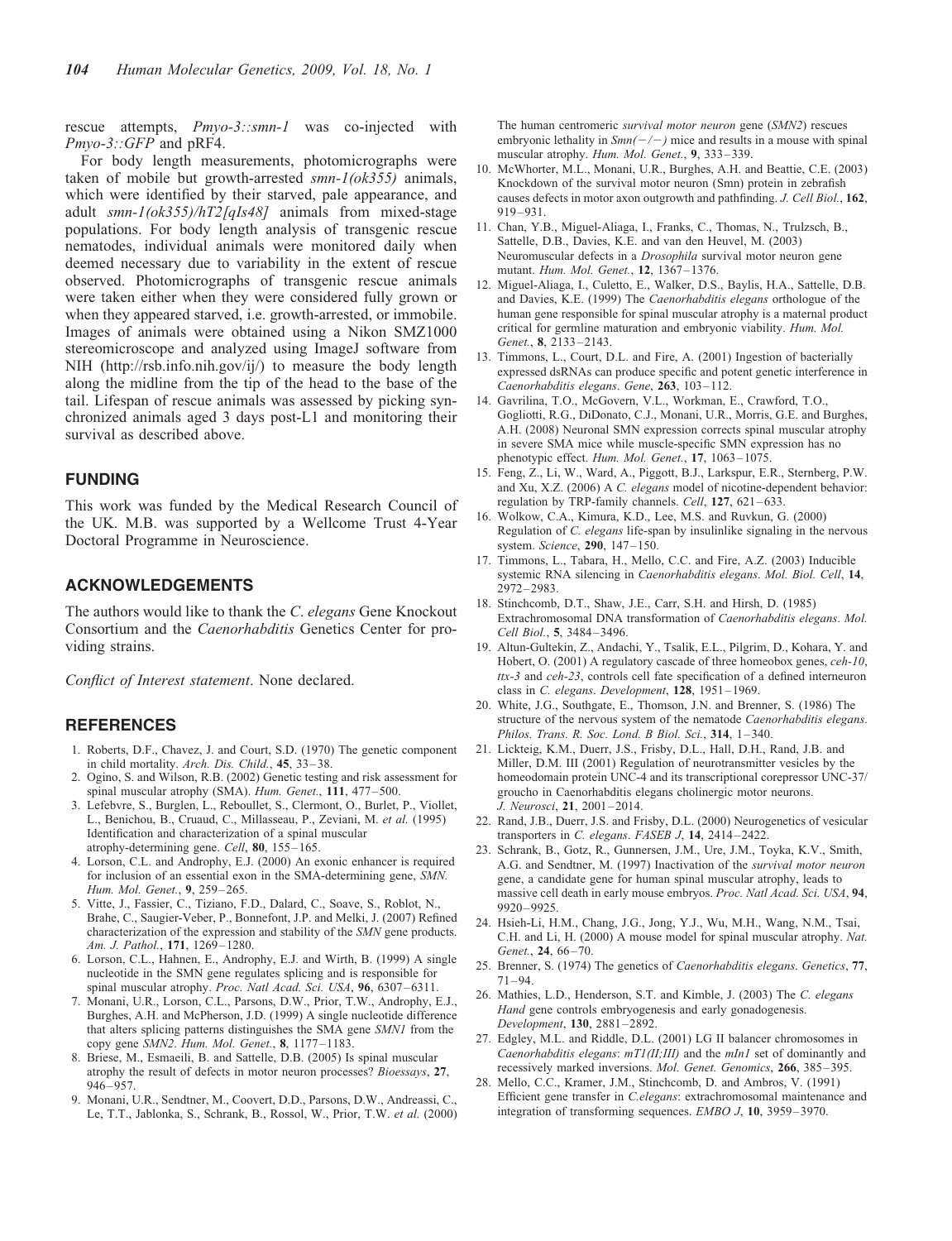rescue attempts, *Pmyo-3::smn-1* was co-injected with *Pmyo-3::GFP* and pRF4.

For body length measurements, photomicrographs were taken of mobile but growth-arrested *smn-1(ok355)* animals, which were identified by their starved, pale appearance, and adult *smn-1(ok355)/hT2[qIs48]* animals from mixed-stage populations. For body length analysis of transgenic rescue nematodes, individual animals were monitored daily when deemed necessary due to variability in the extent of rescue observed. Photomicrographs of transgenic rescue animals were taken either when they were considered fully grown or when they appeared starved, i.e. growth-arrested, or immobile. Images of animals were obtained using a Nikon SMZ1000 stereomicroscope and analyzed using ImageJ software from NIH (http://rsb.info.nih.gov/ij/) to measure the body length along the midline from the tip of the head to the base of the tail. Lifespan of rescue animals was assessed by picking synchronized animals aged 3 days post-L1 and monitoring their survival as described above.

## FUNDING

This work was funded by the Medical Research Council of the UK. M.B. was supported by a Wellcome Trust 4-Year Doctoral Programme in Neuroscience.

## ACKNOWLEDGEMENTS

The authors would like to thank the *C. elegans* Gene Knockout Consortium and the *Caenorhabditis* Genetics Center for providing strains.

*Conflict of Interest statement*. None declared.

## REFERENCES

1. Roberts, D.F., Chavez, J. and Court, S.D. (1970) The genetic component in child mortality. *Arch. Dis. Child.*, **45**, 33–38.
2. Ogino, S. and Wilson, R.B. (2002) Genetic testing and risk assessment for spinal muscular atrophy (SMA). *Hum. Genet.*, **111**, 477–500.
3. Lefebvre, S., Burglen, L., Reboullet, S., Clermont, O., Burlet, P., Viollet, L., Benichou, B., Cruaud, C., Millasseau, P., Zeviani, M. *et al.* (1995) Identification and characterization of a spinal muscular atrophy-determining gene. *Cell*, **80**, 155–165.
4. Lorson, C.L. and Androphy, E.J. (2000) An exonic enhancer is required for inclusion of an essential exon in the SMA-determining gene, *SMN*. *Hum. Mol. Genet.*, **9**, 259–265.
5. Vitte, J., Fassier, C., Tiziano, F.D., Dalard, C., Soave, S., Roblot, N., Brahe, C., Saugier-Veber, P., Bonnefont, J.P. and Melki, J. (2007) Refined characterization of the expression and stability of the *SMN* gene products. *Am. J. Pathol.*, **171**, 1269–1280.
6. Lorson, C.L., Hahnen, E., Androphy, E.J. and Wirth, B. (1999) A single nucleotide in the SMN gene regulates splicing and is responsible for spinal muscular atrophy. *Proc. Natl Acad. Sci. USA*, **96**, 6307–6311.
7. Monani, U.R., Lorson, C.L., Parsons, D.W., Prior, T.W., Androphy, E.J., Burghes, A.H. and McPherson, J.D. (1999) A single nucleotide difference that alters splicing patterns distinguishes the SMA gene *SMN1* from the copy gene *SMN2*. *Hum. Mol. Genet.*, **8**, 1177–1183.
8. Briese, M., Esmaeili, B. and Sattelle, D.B. (2005) Is spinal muscular atrophy the result of defects in motor neuron processes? *Bioessays*, **27**, 946–957.
9. Monani, U.R., Sendtner, M., Coovert, D.D., Parsons, D.W., Andreassi, C., Le, T.T., Jablonka, S., Schrank, B., Rossol, W., Prior, T.W. *et al.* (2000) The human centromeric *survival motor neuron* gene (*SMN2*) rescues embryonic lethality in *Smn(−/−)* mice and results in a mouse with spinal muscular atrophy. *Hum. Mol. Genet.*, **9**, 333–339.
10. McWhorter, M.L., Monani, U.R., Burghes, A.H. and Beattie, C.E. (2003) Knockdown of the survival motor neuron (Smn) protein in zebrafish causes defects in motor axon outgrowth and pathfinding. *J. Cell Biol.*, **162**, 919–931.
11. Chan, Y.B., Miguel-Aliaga, I., Franks, C., Thomas, N., Trulzsch, B., Sattelle, D.B., Davies, K.E. and van den Heuvel, M. (2003) Neuromuscular defects in a *Drosophila* survival motor neuron gene mutant. *Hum. Mol. Genet.*, **12**, 1367–1376.
12. Miguel-Aliaga, I., Culetto, E., Walker, D.S., Baylis, H.A., Sattelle, D.B. and Davies, K.E. (1999) The *Caenorhabditis elegans* orthologue of the human gene responsible for spinal muscular atrophy is a maternal product critical for germline maturation and embryonic viability. *Hum. Mol. Genet.*, **8**, 2133–2143.
13. Timmons, L., Court, D.L. and Fire, A. (2001) Ingestion of bacterially expressed dsRNAs can produce specific and potent genetic interference in *Caenorhabditis elegans*. *Gene*, **263**, 103–112.
14. Gavrilina, T.O., McGovern, V.L., Workman, E., Crawford, T.O., Gogliotti, R.G., DiDonato, C.J., Monani, U.R., Morris, G.E. and Burghes, A.H. (2008) Neuronal SMN expression corrects spinal muscular atrophy in severe SMA mice while muscle-specific SMN expression has no phenotypic effect. *Hum. Mol. Genet.*, **17**, 1063–1075.
15. Feng, Z., Li, W., Ward, A., Piggott, B.J., Larkspur, E.R., Sternberg, P.W. and Xu, X.Z. (2006) A *C. elegans* model of nicotine-dependent behavior: regulation by TRP-family channels. *Cell*, **127**, 621–633.
16. Wolkow, C.A., Kimura, K.D., Lee, M.S. and Ruvkun, G. (2000) Regulation of *C. elegans* life-span by insulinlike signaling in the nervous system. *Science*, **290**, 147–150.
17. Timmons, L., Tabara, H., Mello, C.C. and Fire, A.Z. (2003) Inducible systemic RNA silencing in *Caenorhabditis elegans*. *Mol. Biol. Cell*, **14**, 2972–2983.
18. Stinchcomb, D.T., Shaw, J.E., Carr, S.H. and Hirsh, D. (1985) Extrachromosomal DNA transformation of *Caenorhabditis elegans*. *Mol. Cell Biol.*, **5**, 3484–3496.
19. Altun-Gultekin, Z., Andachi, Y., Tsalik, E.L., Pilgrim, D., Kohara, Y. and Hobert, O. (2001) A regulatory cascade of three homeobox genes, *ceh-10*, *ttx-3* and *ceh-23*, controls cell fate specification of a defined interneuron class in *C. elegans*. *Development*, **128**, 1951–1969.
20. White, J.G., Southgate, E., Thomson, J.N. and Brenner, S. (1986) The structure of the nervous system of the nematode *Caenorhabditis elegans*. *Philos. Trans. R. Soc. Lond. B Biol. Sci.*, **314**, 1–340.
21. Lickteig, K.M., Duerr, J.S., Frisby, D.L., Hall, D.H., Rand, J.B. and Miller, D.M. III (2001) Regulation of neurotransmitter vesicles by the homeodomain protein UNC-4 and its transcriptional corepressor UNC-37/groucho in Caenorhabditis elegans cholinergic motor neurons. *J. Neurosci*, **21**, 2001–2014.
22. Rand, J.B., Duerr, J.S. and Frisby, D.L. (2000) Neurogenetics of vesicular transporters in *C. elegans*. *FASEB J*, **14**, 2414–2422.
23. Schrank, B., Gotz, R., Gunnersen, J.M., Ure, J.M., Toyka, K.V., Smith, A.G. and Sendtner, M. (1997) Inactivation of the *survival motor neuron* gene, a candidate gene for human spinal muscular atrophy, leads to massive cell death in early mouse embryos. *Proc. Natl Acad. Sci. USA*, **94**, 9920–9925.
24. Hsieh-Li, H.M., Chang, J.G., Jong, Y.J., Wu, M.H., Wang, N.M., Tsai, C.H. and Li, H. (2000) A mouse model for spinal muscular atrophy. *Nat. Genet.*, **24**, 66–70.
25. Brenner, S. (1974) The genetics of *Caenorhabditis elegans*. *Genetics*, **77**, 71–94.
26. Mathies, L.D., Henderson, S.T. and Kimble, J. (2003) The *C. elegans Hand* gene controls embryogenesis and early gonadogenesis. *Development*, **130**, 2881–2892.
27. Edgley, M.L. and Riddle, D.L. (2001) LG II balancer chromosomes in *Caenorhabditis elegans*: *mT1(II;III)* and the *mIn1* set of dominantly and recessively marked inversions. *Mol. Genet. Genomics*, **266**, 385–395.
28. Mello, C.C., Kramer, J.M., Stinchcomb, D. and Ambros, V. (1991) Efficient gene transfer in *C.elegans*: extrachromosomal maintenance and integration of transforming sequences. *EMBO J*, **10**, 3959–3970.